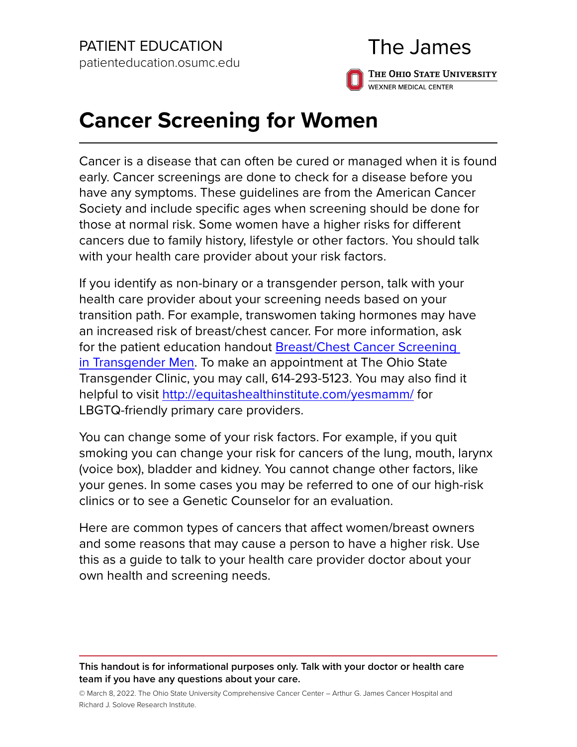PATIENT EDUCATION
patienteducation.osumc.edu

The James

The Ohio State University
WEXNER MEDICAL CENTER

# Cancer Screening for Women

Cancer is a disease that can often be cured or managed when it is found early. Cancer screenings are done to check for a disease before you have any symptoms. These guidelines are from the American Cancer Society and include specific ages when screening should be done for those at normal risk. Some women have a higher risks for different cancers due to family history, lifestyle or other factors. You should talk with your health care provider about your risk factors.

If you identify as non-binary or a transgender person, talk with your health care provider about your screening needs based on your transition path. For example, transwomen taking hormones may have an increased risk of breast/chest cancer. For more information, ask for the patient education handout [Breast/Chest Cancer Screening in Transgender Men](). To make an appointment at The Ohio State Transgender Clinic, you may call, 614-293-5123. You may also find it helpful to visit [http://equitashealthinstitute.com/yesmamm/](http://equitashealthinstitute.com/yesmamm/) for LBGTQ-friendly primary care providers.

You can change some of your risk factors. For example, if you quit smoking you can change your risk for cancers of the lung, mouth, larynx (voice box), bladder and kidney. You cannot change other factors, like your genes. In some cases you may be referred to one of our high-risk clinics or to see a Genetic Counselor for an evaluation.

Here are common types of cancers that affect women/breast owners and some reasons that may cause a person to have a higher risk. Use this as a guide to talk to your health care provider doctor about your own health and screening needs.

**This handout is for informational purposes only. Talk with your doctor or health care team if you have any questions about your care.**

© March 8, 2022. The Ohio State University Comprehensive Cancer Center – Arthur G. James Cancer Hospital and Richard J. Solove Research Institute.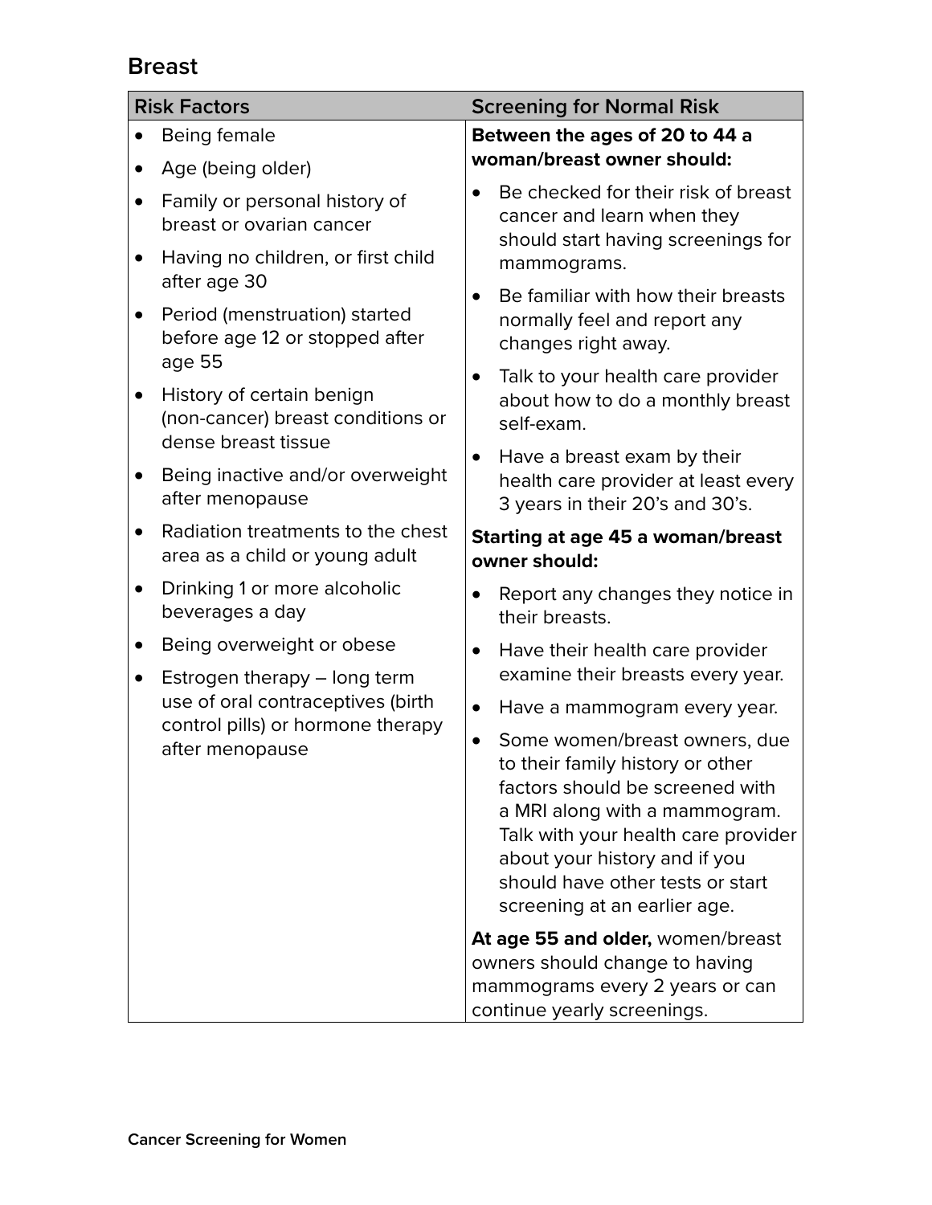## Breast

| Risk Factors | Screening for Normal Risk |
| --- | --- |
| • Being female<br>• Age (being older)<br>• Family or personal history of breast or ovarian cancer<br>• Having no children, or first child after age 30<br>• Period (menstruation) started before age 12 or stopped after age 55<br>• History of certain benign (non-cancer) breast conditions or dense breast tissue<br>• Being inactive and/or overweight after menopause<br>• Radiation treatments to the chest area as a child or young adult<br>• Drinking 1 or more alcoholic beverages a day<br>• Being overweight or obese<br>• Estrogen therapy – long term use of oral contraceptives (birth control pills) or hormone therapy after menopause | **Between the ages of 20 to 44 a woman/breast owner should:**<br>• Be checked for their risk of breast cancer and learn when they should start having screenings for mammograms.<br>• Be familiar with how their breasts normally feel and report any changes right away.<br>• Talk to your health care provider about how to do a monthly breast self-exam.<br>• Have a breast exam by their health care provider at least every 3 years in their 20's and 30's.<br>**Starting at age 45 a woman/breast owner should:**<br>• Report any changes they notice in their breasts.<br>• Have their health care provider examine their breasts every year.<br>• Have a mammogram every year.<br>• Some women/breast owners, due to their family history or other factors should be screened with a MRI along with a mammogram. Talk with your health care provider about your history and if you should have other tests or start screening at an earlier age.<br>**At age 55 and older,** women/breast owners should change to having mammograms every 2 years or can continue yearly screenings. |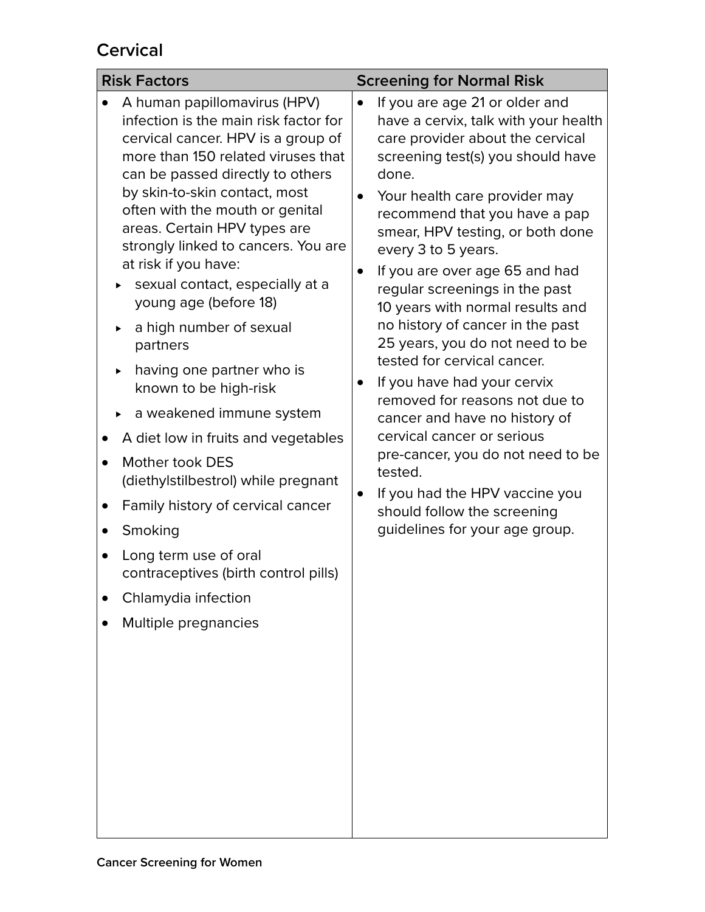## Cervical

| Risk Factors | Screening for Normal Risk |
| --- | --- |
| • A human papillomavirus (HPV) infection is the main risk factor for cervical cancer. HPV is a group of more than 150 related viruses that can be passed directly to others by skin-to-skin contact, most often with the mouth or genital areas. Certain HPV types are strongly linked to cancers. You are at risk if you have:<br>  ▸ sexual contact, especially at a young age (before 18)<br>  ▸ a high number of sexual partners<br>  ▸ having one partner who is known to be high-risk<br>  ▸ a weakened immune system<br>• A diet low in fruits and vegetables<br>• Mother took DES (diethylstilbestrol) while pregnant<br>• Family history of cervical cancer<br>• Smoking<br>• Long term use of oral contraceptives (birth control pills)<br>• Chlamydia infection<br>• Multiple pregnancies | • If you are age 21 or older and have a cervix, talk with your health care provider about the cervical screening test(s) you should have done.<br>• Your health care provider may recommend that you have a pap smear, HPV testing, or both done every 3 to 5 years.<br>• If you are over age 65 and had regular screenings in the past 10 years with normal results and no history of cancer in the past 25 years, you do not need to be tested for cervical cancer.<br>• If you have had your cervix removed for reasons not due to cancer and have no history of cervical cancer or serious pre-cancer, you do not need to be tested.<br>• If you had the HPV vaccine you should follow the screening guidelines for your age group. |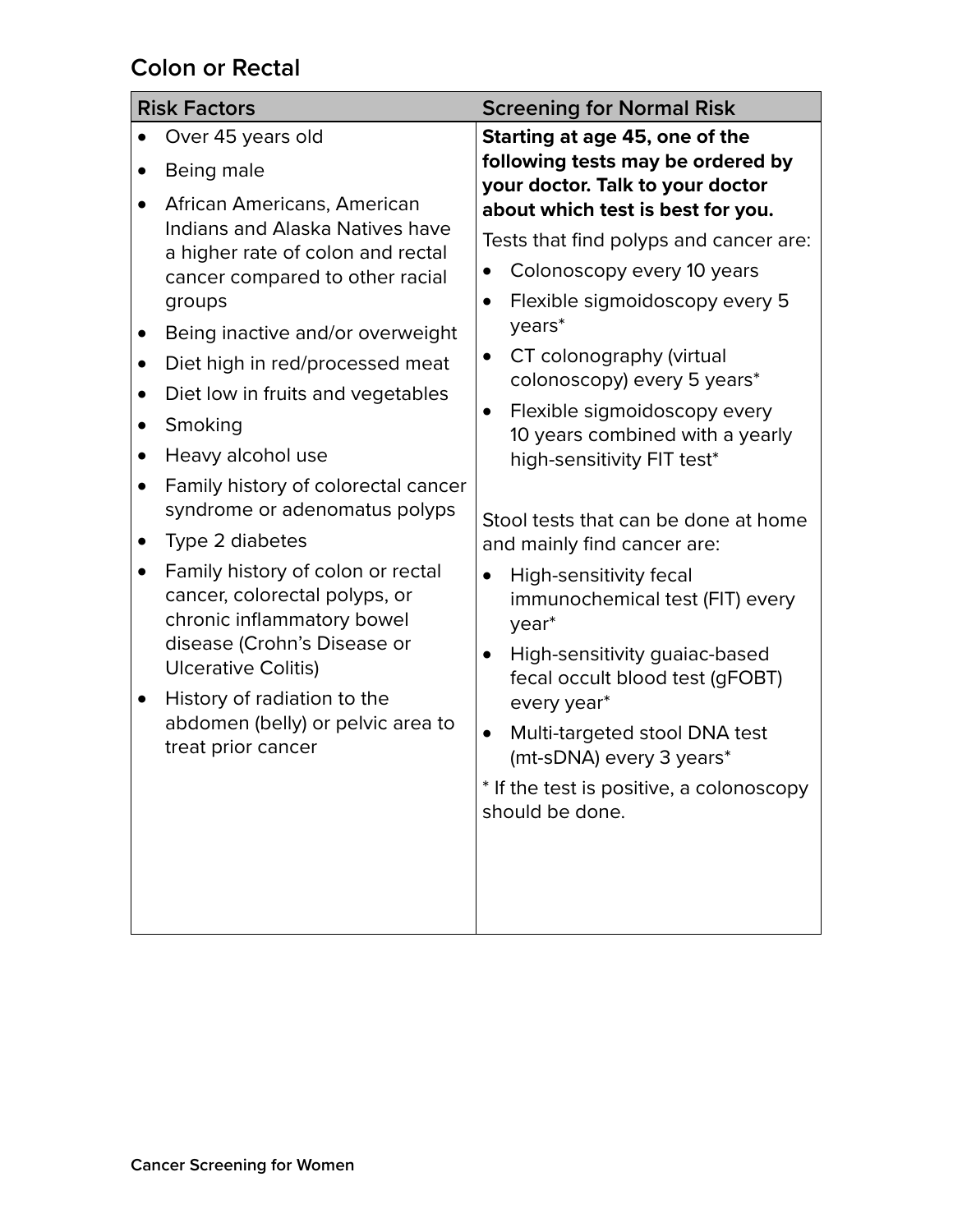## Colon or Rectal

| Risk Factors | Screening for Normal Risk |
| --- | --- |
| • Over 45 years old<br>• Being male<br>• African Americans, American Indians and Alaska Natives have a higher rate of colon and rectal cancer compared to other racial groups<br>• Being inactive and/or overweight<br>• Diet high in red/processed meat<br>• Diet low in fruits and vegetables<br>• Smoking<br>• Heavy alcohol use<br>• Family history of colorectal cancer syndrome or adenomatus polyps<br>• Type 2 diabetes<br>• Family history of colon or rectal cancer, colorectal polyps, or chronic inflammatory bowel disease (Crohn's Disease or Ulcerative Colitis)<br>• History of radiation to the abdomen (belly) or pelvic area to treat prior cancer | **Starting at age 45, one of the following tests may be ordered by your doctor. Talk to your doctor about which test is best for you.**<br>Tests that find polyps and cancer are:<br>• Colonoscopy every 10 years<br>• Flexible sigmoidoscopy every 5 years*<br>• CT colonography (virtual colonoscopy) every 5 years*<br>• Flexible sigmoidoscopy every 10 years combined with a yearly high-sensitivity FIT test*<br><br>Stool tests that can be done at home and mainly find cancer are:<br>• High-sensitivity fecal immunochemical test (FIT) every year*<br>• High-sensitivity guaiac-based fecal occult blood test (gFOBT) every year*<br>• Multi-targeted stool DNA test (mt-sDNA) every 3 years*<br>* If the test is positive, a colonoscopy should be done. |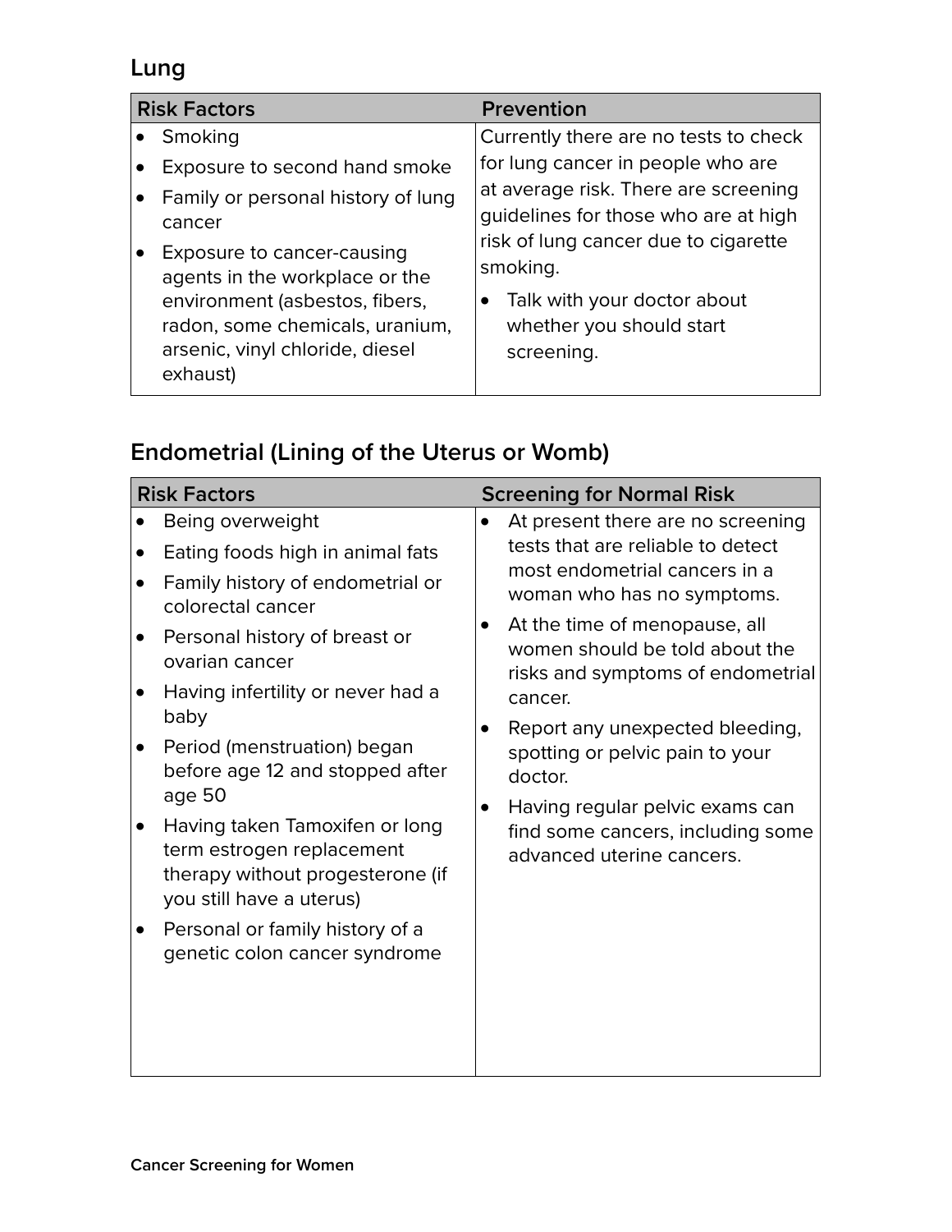## Lung

| Risk Factors | Prevention |
|---|---|
| • Smoking<br>• Exposure to second hand smoke<br>• Family or personal history of lung cancer<br>• Exposure to cancer-causing agents in the workplace or the environment (asbestos, fibers, radon, some chemicals, uranium, arsenic, vinyl chloride, diesel exhaust) | Currently there are no tests to check for lung cancer in people who are at average risk. There are screening guidelines for those who are at high risk of lung cancer due to cigarette smoking.<br>• Talk with your doctor about whether you should start screening. |

## Endometrial (Lining of the Uterus or Womb)

| Risk Factors | Screening for Normal Risk |
|---|---|
| • Being overweight<br>• Eating foods high in animal fats<br>• Family history of endometrial or colorectal cancer<br>• Personal history of breast or ovarian cancer<br>• Having infertility or never had a baby<br>• Period (menstruation) began before age 12 and stopped after age 50<br>• Having taken Tamoxifen or long term estrogen replacement therapy without progesterone (if you still have a uterus)<br>• Personal or family history of a genetic colon cancer syndrome | • At present there are no screening tests that are reliable to detect most endometrial cancers in a woman who has no symptoms.<br>• At the time of menopause, all women should be told about the risks and symptoms of endometrial cancer.<br>• Report any unexpected bleeding, spotting or pelvic pain to your doctor.<br>• Having regular pelvic exams can find some cancers, including some advanced uterine cancers. |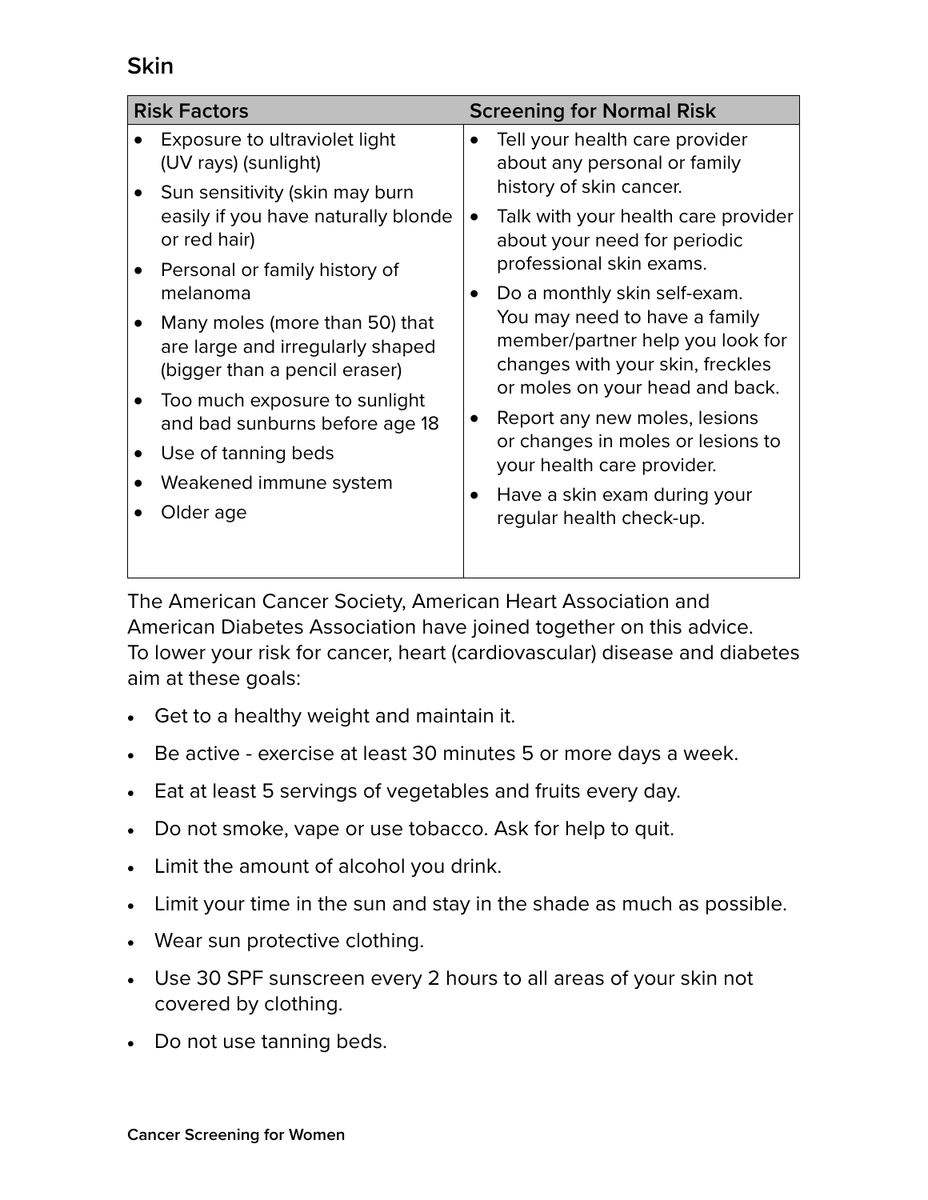## Skin

| Risk Factors | Screening for Normal Risk |
| --- | --- |
| • Exposure to ultraviolet light (UV rays) (sunlight)<br>• Sun sensitivity (skin may burn easily if you have naturally blonde or red hair)<br>• Personal or family history of melanoma<br>• Many moles (more than 50) that are large and irregularly shaped (bigger than a pencil eraser)<br>• Too much exposure to sunlight and bad sunburns before age 18<br>• Use of tanning beds<br>• Weakened immune system<br>• Older age | • Tell your health care provider about any personal or family history of skin cancer.<br>• Talk with your health care provider about your need for periodic professional skin exams.<br>• Do a monthly skin self-exam. You may need to have a family member/partner help you look for changes with your skin, freckles or moles on your head and back.<br>• Report any new moles, lesions or changes in moles or lesions to your health care provider.<br>• Have a skin exam during your regular health check-up. |

The American Cancer Society, American Heart Association and American Diabetes Association have joined together on this advice. To lower your risk for cancer, heart (cardiovascular) disease and diabetes aim at these goals:

- Get to a healthy weight and maintain it.
- Be active - exercise at least 30 minutes 5 or more days a week.
- Eat at least 5 servings of vegetables and fruits every day.
- Do not smoke, vape or use tobacco. Ask for help to quit.
- Limit the amount of alcohol you drink.
- Limit your time in the sun and stay in the shade as much as possible.
- Wear sun protective clothing.
- Use 30 SPF sunscreen every 2 hours to all areas of your skin not covered by clothing.
- Do not use tanning beds.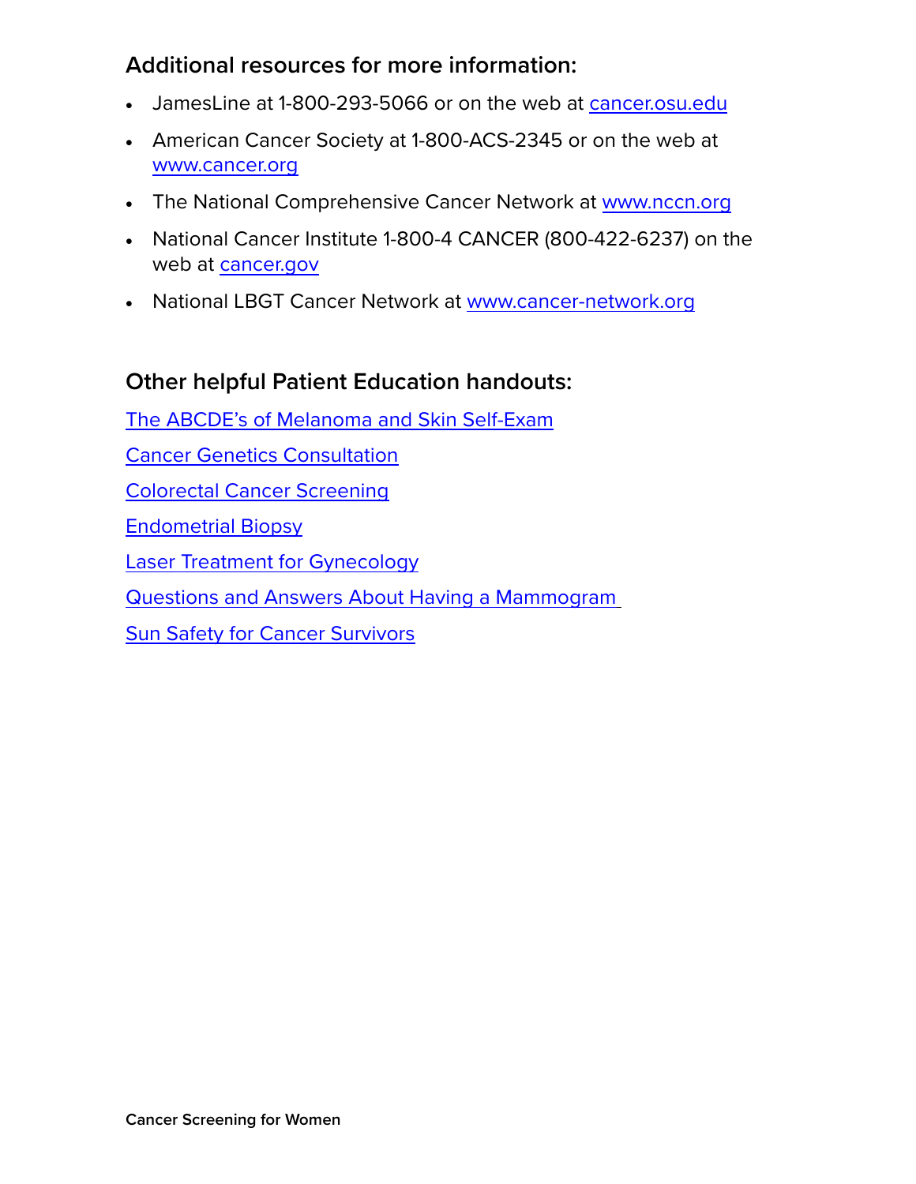## Additional resources for more information:

- JamesLine at 1-800-293-5066 or on the web at cancer.osu.edu
- American Cancer Society at 1-800-ACS-2345 or on the web at www.cancer.org
- The National Comprehensive Cancer Network at www.nccn.org
- National Cancer Institute 1-800-4 CANCER (800-422-6237) on the web at cancer.gov
- National LBGT Cancer Network at www.cancer-network.org

## Other helpful Patient Education handouts:

The ABCDE's of Melanoma and Skin Self-Exam

Cancer Genetics Consultation

Colorectal Cancer Screening

Endometrial Biopsy

Laser Treatment for Gynecology

Questions and Answers About Having a Mammogram

Sun Safety for Cancer Survivors